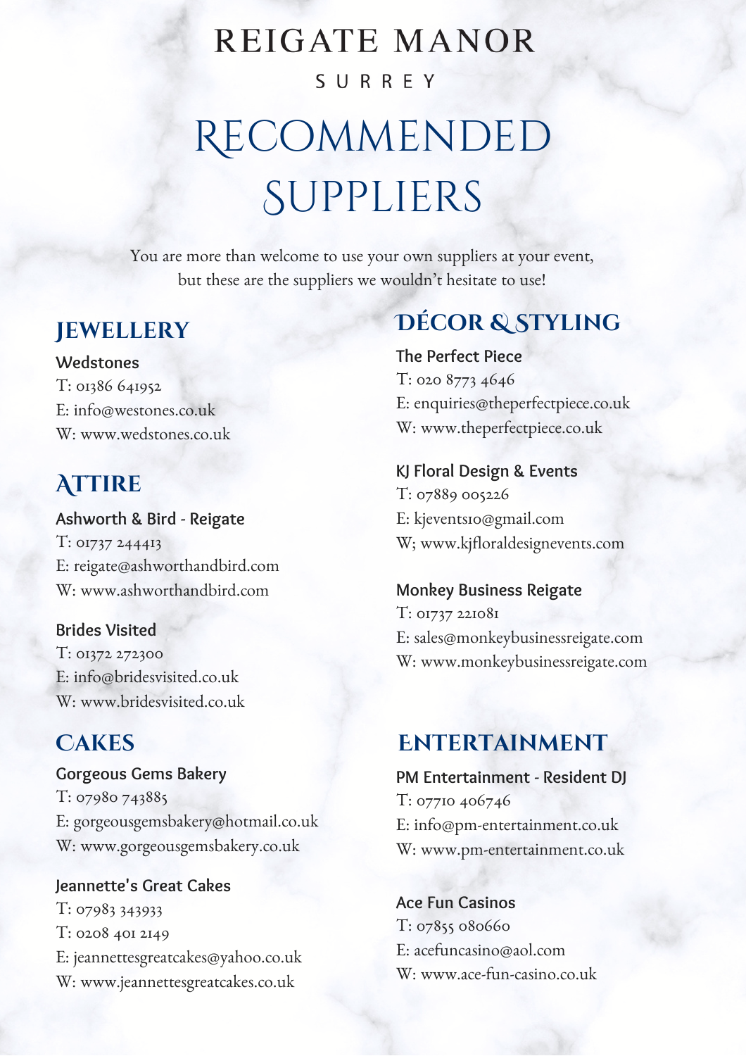# REIGATE MANOR

SURREY

# Recommended Suppliers

You are more than welcome to use your own suppliers at your event, but these are the suppliers we wouldn't hesitate to use!

## Jewellery

**Wedstones**
T: 01386 641952
E: info@westones.co.uk
W: www.wedstones.co.uk

## Attire

**Ashworth & Bird - Reigate**
T: 01737 244413
E: reigate@ashworthandbird.com
W: www.ashworthandbird.com

**Brides Visited**
T: 01372 272300
E: info@bridesvisited.co.uk
W: www.bridesvisited.co.uk

## Cakes

**Gorgeous Gems Bakery**
T: 07980 743885
E: gorgeousgemsbakery@hotmail.co.uk
W: www.gorgeousgemsbakery.co.uk

**Jeannette's Great Cakes**
T: 07983 343933
T: 0208 401 2149
E: jeannettesgreatcakes@yahoo.co.uk
W: www.jeannettesgreatcakes.co.uk

## Décor & Styling

**The Perfect Piece**
T: 020 8773 4646
E: enquiries@theperfectpiece.co.uk
W: www.theperfectpiece.co.uk

**KJ Floral Design & Events**
T: 07889 005226
E: kjevents10@gmail.com
W; www.kjfloraldesignevents.com

**Monkey Business Reigate**
T: 01737 221081
E: sales@monkeybusinessreigate.com
W: www.monkeybusinessreigate.com

## Entertainment

**PM Entertainment - Resident DJ**
T: 07710 406746
E: info@pm-entertainment.co.uk
W: www.pm-entertainment.co.uk

**Ace Fun Casinos**
T: 07855 080660
E: acefuncasino@aol.com
W: www.ace-fun-casino.co.uk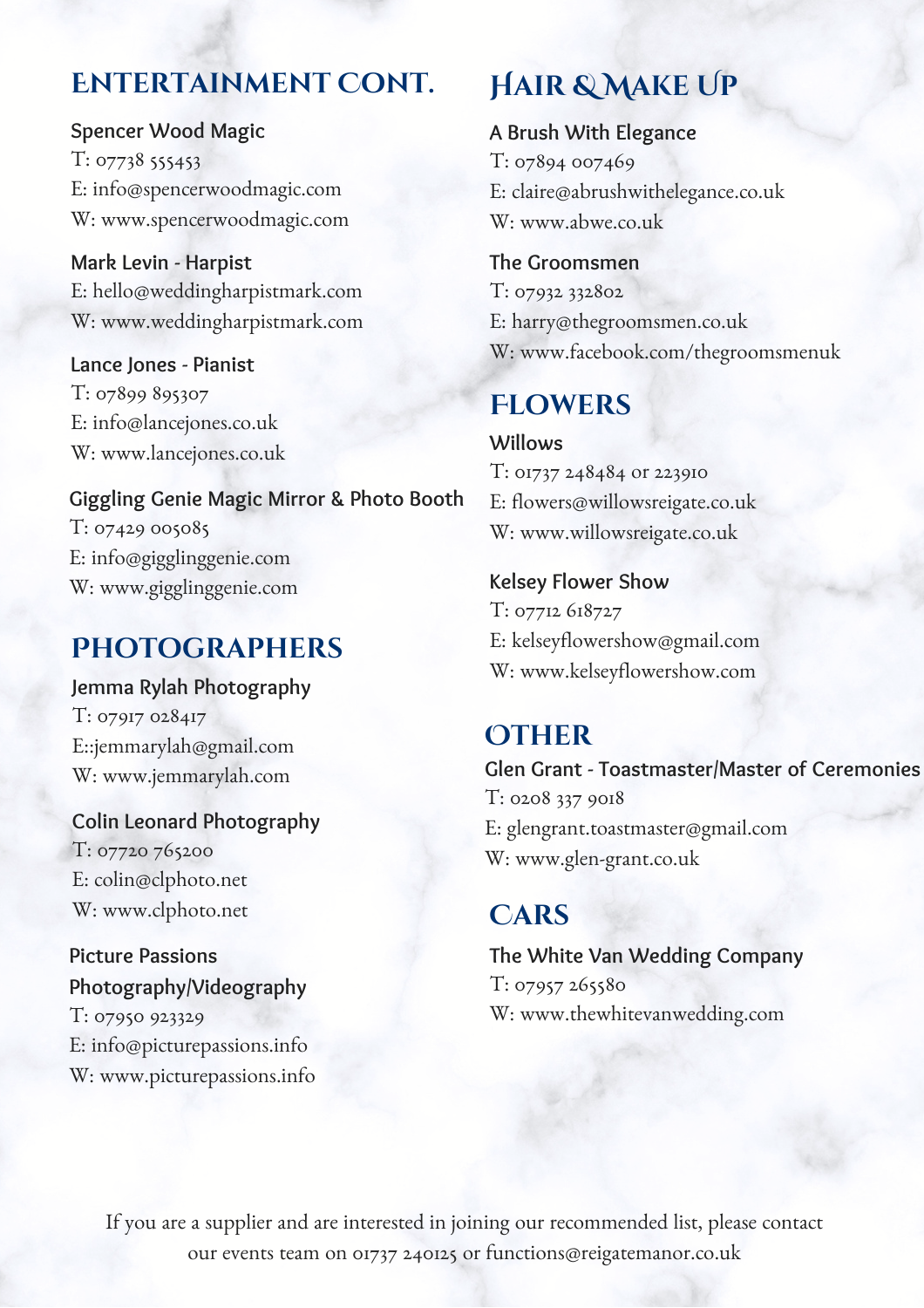## Entertainment Cont.

**Spencer Wood Magic**
T: 07738 555453
E: info@spencerwoodmagic.com
W: www.spencerwoodmagic.com

**Mark Levin - Harpist**
E: hello@weddingharpistmark.com
W: www.weddingharpistmark.com

**Lance Jones - Pianist**
T: 07899 895307
E: info@lancejones.co.uk
W: www.lancejones.co.uk

**Giggling Genie Magic Mirror & Photo Booth**
T: 07429 005085
E: info@gigglinggenie.com
W: www.gigglinggenie.com

## Photographers

**Jemma Rylah Photography**
T: 07917 028417
E::jemmarylah@gmail.com
W: www.jemmarylah.com

**Colin Leonard Photography**
T: 07720 765200
E: colin@clphoto.net
W: www.clphoto.net

**Picture Passions Photography/Videography**
T: 07950 923329
E: info@picturepassions.info
W: www.picturepassions.info

## Hair & Make Up

**A Brush With Elegance**
T: 07894 007469
E: claire@abrushwithelegance.co.uk
W: www.abwe.co.uk

**The Groomsmen**
T: 07932 332802
E: harry@thegroomsmen.co.uk
W: www.facebook.com/thegroomsmenuk

## Flowers

**Willows**
T: 01737 248484 or 223910
E: flowers@willowsreigate.co.uk
W: www.willowsreigate.co.uk

**Kelsey Flower Show**
T: 07712 618727
E: kelseyflowershow@gmail.com
W: www.kelseyflowershow.com

## Other

**Glen Grant - Toastmaster/Master of Ceremonies**
T: 0208 337 9018
E: glengrant.toastmaster@gmail.com
W: www.glen-grant.co.uk

## Cars

**The White Van Wedding Company**
T: 07957 265580
W: www.thewhitevanwedding.com

If you are a supplier and are interested in joining our recommended list, please contact our events team on 01737 240125 or functions@reigatemanor.co.uk